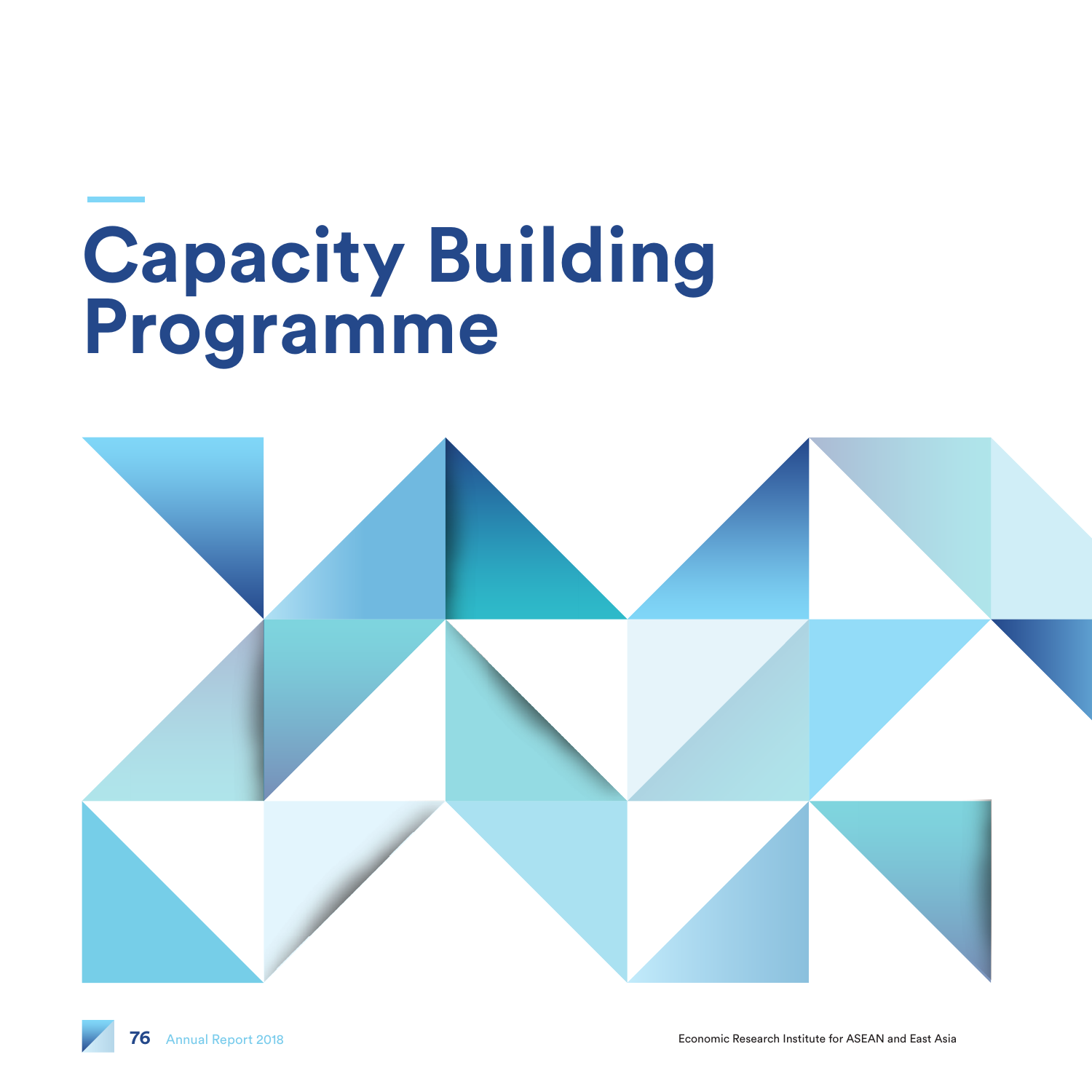# Capacity Building Programme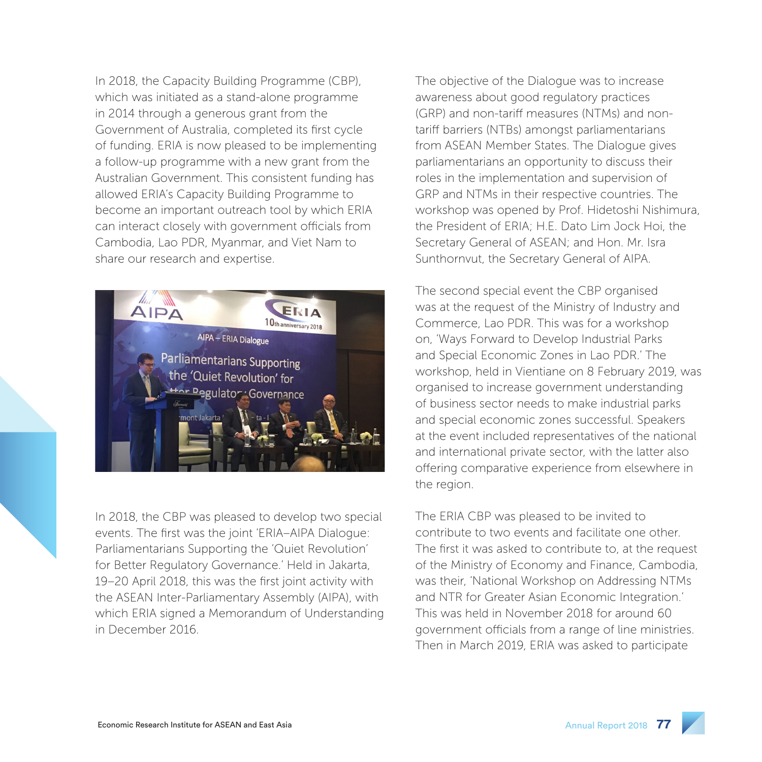In 2018, the Capacity Building Programme (CBP), which was initiated as a stand-alone programme in 2014 through a generous grant from the Government of Australia, completed its first cycle of funding. ERIA is now pleased to be implementing a follow-up programme with a new grant from the Australian Government. This consistent funding has allowed ERIA's Capacity Building Programme to become an important outreach tool by which ERIA can interact closely with government officials from Cambodia, Lao PDR, Myanmar, and Viet Nam to share our research and expertise.

In 2018, the CBP was pleased to develop two special events. The first was the joint 'ERIA–AIPA Dialogue: Parliamentarians Supporting the 'Quiet Revolution' for Better Regulatory Governance.' Held in Jakarta, 19–20 April 2018, this was the first joint activity with the ASEAN Inter-Parliamentary Assembly (AIPA), with which ERIA signed a Memorandum of Understanding in December 2016.

The objective of the Dialogue was to increase awareness about good regulatory practices (GRP) and non-tariff measures (NTMs) and non-tariff barriers (NTBs) amongst parliamentarians from ASEAN Member States. The Dialogue gives parliamentarians an opportunity to discuss their roles in the implementation and supervision of GRP and NTMs in their respective countries. The workshop was opened by Prof. Hidetoshi Nishimura, the President of ERIA; H.E. Dato Lim Jock Hoi, the Secretary General of ASEAN; and Hon. Mr. Isra Sunthornvut, the Secretary General of AIPA.

The second special event the CBP organised was at the request of the Ministry of Industry and Commerce, Lao PDR. This was for a workshop on, 'Ways Forward to Develop Industrial Parks and Special Economic Zones in Lao PDR.' The workshop, held in Vientiane on 8 February 2019, was organised to increase government understanding of business sector needs to make industrial parks and special economic zones successful. Speakers at the event included representatives of the national and international private sector, with the latter also offering comparative experience from elsewhere in the region.

The ERIA CBP was pleased to be invited to contribute to two events and facilitate one other. The first it was asked to contribute to, at the request of the Ministry of Economy and Finance, Cambodia, was their, 'National Workshop on Addressing NTMs and NTR for Greater Asian Economic Integration.' This was held in November 2018 for around 60 government officials from a range of line ministries. Then in March 2019, ERIA was asked to participate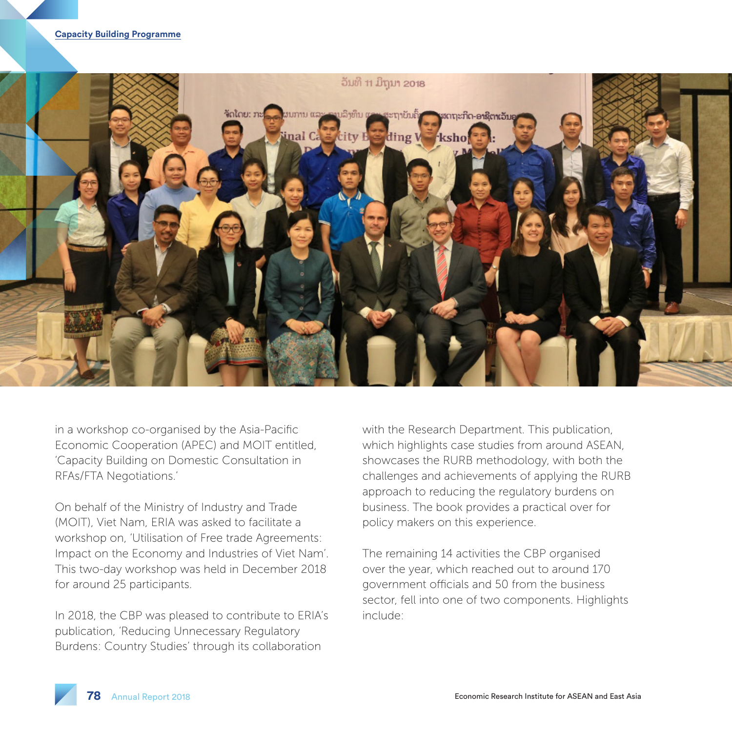in a workshop co-organised by the Asia-Pacific Economic Cooperation (APEC) and MOIT entitled, 'Capacity Building on Domestic Consultation in RFAs/FTA Negotiations.'

On behalf of the Ministry of Industry and Trade (MOIT), Viet Nam, ERIA was asked to facilitate a workshop on, 'Utilisation of Free trade Agreements: Impact on the Economy and Industries of Viet Nam'. This two-day workshop was held in December 2018 for around 25 participants.

In 2018, the CBP was pleased to contribute to ERIA's publication, 'Reducing Unnecessary Regulatory Burdens: Country Studies' through its collaboration with the Research Department. This publication, which highlights case studies from around ASEAN, showcases the RURB methodology, with both the challenges and achievements of applying the RURB approach to reducing the regulatory burdens on business. The book provides a practical over for policy makers on this experience.

The remaining 14 activities the CBP organised over the year, which reached out to around 170 government officials and 50 from the business sector, fell into one of two components. Highlights include: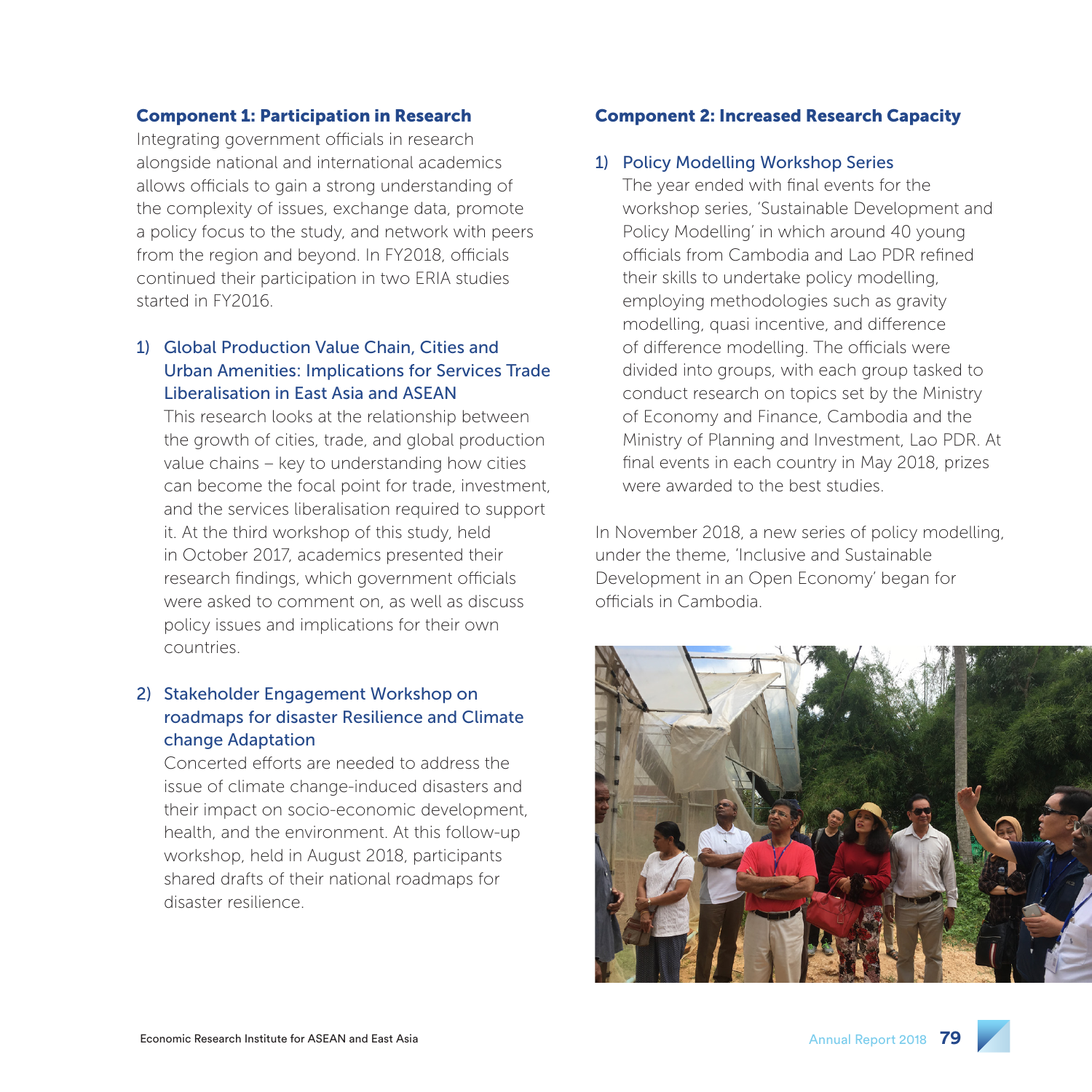### Component 1: Participation in Research

Integrating government officials in research alongside national and international academics allows officials to gain a strong understanding of the complexity of issues, exchange data, promote a policy focus to the study, and network with peers from the region and beyond. In FY2018, officials continued their participation in two ERIA studies started in FY2016.

1) Global Production Value Chain, Cities and Urban Amenities: Implications for Services Trade Liberalisation in East Asia and ASEAN

   This research looks at the relationship between the growth of cities, trade, and global production value chains – key to understanding how cities can become the focal point for trade, investment, and the services liberalisation required to support it. At the third workshop of this study, held in October 2017, academics presented their research findings, which government officials were asked to comment on, as well as discuss policy issues and implications for their own countries.

2) Stakeholder Engagement Workshop on roadmaps for disaster Resilience and Climate change Adaptation

   Concerted efforts are needed to address the issue of climate change-induced disasters and their impact on socio-economic development, health, and the environment. At this follow-up workshop, held in August 2018, participants shared drafts of their national roadmaps for disaster resilience.

### Component 2: Increased Research Capacity

1) Policy Modelling Workshop Series

   The year ended with final events for the workshop series, 'Sustainable Development and Policy Modelling' in which around 40 young officials from Cambodia and Lao PDR refined their skills to undertake policy modelling, employing methodologies such as gravity modelling, quasi incentive, and difference of difference modelling. The officials were divided into groups, with each group tasked to conduct research on topics set by the Ministry of Economy and Finance, Cambodia and the Ministry of Planning and Investment, Lao PDR. At final events in each country in May 2018, prizes were awarded to the best studies.

In November 2018, a new series of policy modelling, under the theme, 'Inclusive and Sustainable Development in an Open Economy' began for officials in Cambodia.